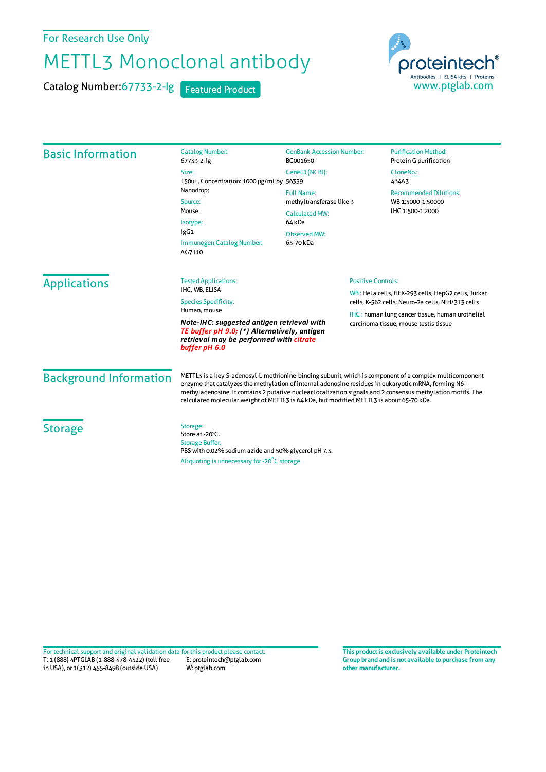For Research Use Only

# METTL3 Monoclonal antibody

Catalog Number: 67733-2-Ig   Featured Product

proteintech® Antibodies | ELISA kits | Proteins
www.ptglab.com

## Basic Information

Catalog Number:
67733-2-Ig

Size:
150ul , Concentration: 1000 μg/ml by Nanodrop;

Source:
Mouse

Isotype:
IgG1

Immunogen Catalog Number:
AG7110

GenBank Accession Number:
BC001650

GeneID (NCBI):
56339

Full Name:
methyltransferase like 3

Calculated MW:
64 kDa

Observed MW:
65-70 kDa

Purification Method:
Protein G purification

CloneNo.:
4B4A3

Recommended Dilutions:
WB 1:5000-1:50000
IHC 1:500-1:2000

## Applications

Tested Applications:
IHC, WB, ELISA

Species Specificity:
Human, mouse

***Note-IHC: suggested antigen retrieval with TE buffer pH 9.0; (\*) Alternatively, antigen retrieval may be performed with citrate buffer pH 6.0***

Positive Controls:

WB : HeLa cells, HEK-293 cells, HepG2 cells, Jurkat cells, K-562 cells, Neuro-2a cells, NIH/3T3 cells

IHC : human lung cancer tissue, human urothelial carcinoma tissue, mouse testis tissue

## Background Information

METTL3 is a key S-adenosyl-L-methionine-binding subunit, which is component of a complex multicomponent enzyme that catalyzes the methylation of internal adenosine residues in eukaryotic mRNA, forming N6-methyladenosine. It contains 2 putative nuclear localization signals and 2 consensus methylation motifs. The calculated molecular weight of METTL3 is 64 kDa, but modified METTL3 is about 65-70 kDa.

## Storage

Storage:
Store at -20°C.
Storage Buffer:
PBS with 0.02% sodium azide and 50% glycerol pH 7.3.
Aliquoting is unnecessary for -20°C storage

For technical support and original validation data for this product please contact:
T: 1 (888) 4PTGLAB (1-888-478-4522) (toll free in USA), or 1(312) 455-8498 (outside USA)
E: proteintech@ptglab.com
W: ptglab.com

**This product is exclusively available under Proteintech Group brand and is not available to purchase from any other manufacturer.**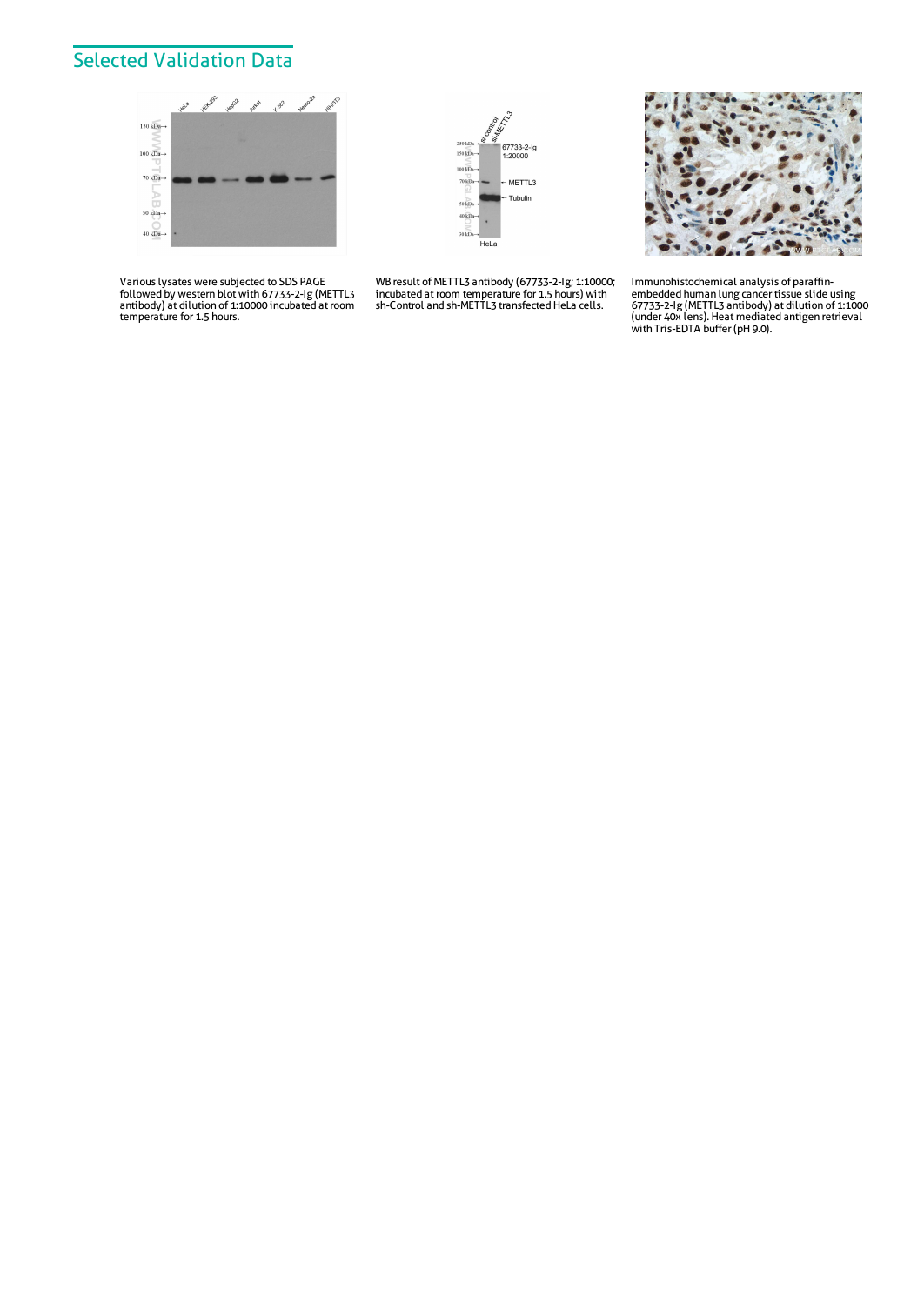## Selected Validation Data

HeLa
HEK-293
HepG2
Jurkat
K-562
Neuro-2a
NIH/3T3

150 kDa→
100 kDa→
70 kDa→
50 kDa→
40 kDa→

Various lysates were subjected to SDS PAGE followed by western blot with 67733-2-Ig (METTL3 antibody) at dilution of 1:10000 incubated at room temperature for 1.5 hours.

si-control
si-METTL3

250 kDa→
150 kDa→
100 kDa→
70 kDa→
50 kDa→
40 kDa→
30 kDa→

67733-2-Ig
1:20000

← METTL3
← Tubulin

HeLa

WB result of METTL3 antibody (67733-2-Ig; 1:10000; incubated at room temperature for 1.5 hours) with sh-Control and sh-METTL3 transfected HeLa cells.

Immunohistochemical analysis of paraffin-embedded human lung cancer tissue slide using 67733-2-Ig (METTL3 antibody) at dilution of 1:1000 (under 40x lens). Heat mediated antigen retrieval with Tris-EDTA buffer (pH 9.0).